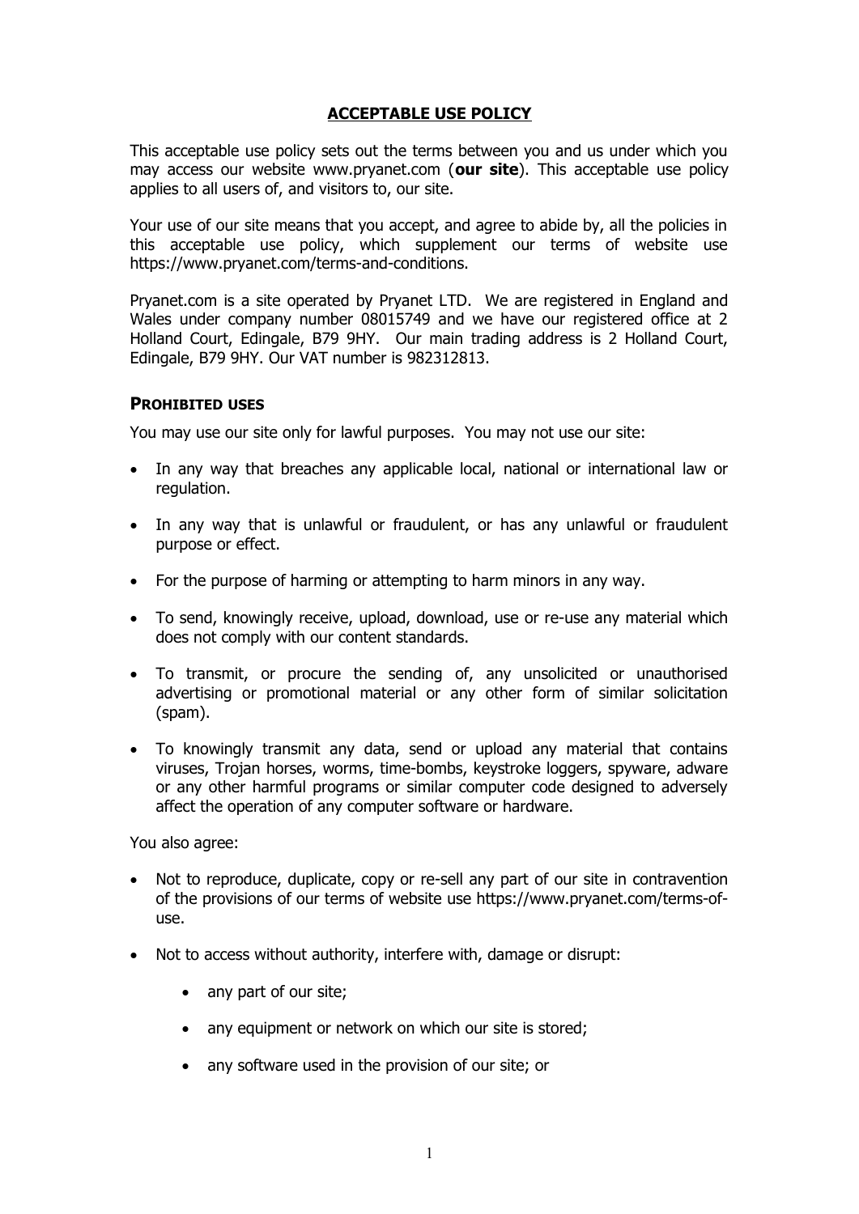# ACCEPTABLE USE POLICY

This acceptable use policy sets out the terms between you and us under which you may access our website www.pryanet.com (**our site**). This acceptable use policy applies to all users of, and visitors to, our site.

Your use of our site means that you accept, and agree to abide by, all the policies in this acceptable use policy, which supplement our terms of website use https://www.pryanet.com/terms-and-conditions.

Pryanet.com is a site operated by Pryanet LTD. We are registered in England and Wales under company number 08015749 and we have our registered office at 2 Holland Court, Edingale, B79 9HY. Our main trading address is 2 Holland Court, Edingale, B79 9HY. Our VAT number is 982312813.

## PROHIBITED USES

You may use our site only for lawful purposes. You may not use our site:

- In any way that breaches any applicable local, national or international law or regulation.
- In any way that is unlawful or fraudulent, or has any unlawful or fraudulent purpose or effect.
- For the purpose of harming or attempting to harm minors in any way.
- To send, knowingly receive, upload, download, use or re-use any material which does not comply with our content standards.
- To transmit, or procure the sending of, any unsolicited or unauthorised advertising or promotional material or any other form of similar solicitation (spam).
- To knowingly transmit any data, send or upload any material that contains viruses, Trojan horses, worms, time-bombs, keystroke loggers, spyware, adware or any other harmful programs or similar computer code designed to adversely affect the operation of any computer software or hardware.

You also agree:

- Not to reproduce, duplicate, copy or re-sell any part of our site in contravention of the provisions of our terms of website use https://www.pryanet.com/terms-of-use.
- Not to access without authority, interfere with, damage or disrupt:
    - any part of our site;
    - any equipment or network on which our site is stored;
    - any software used in the provision of our site; or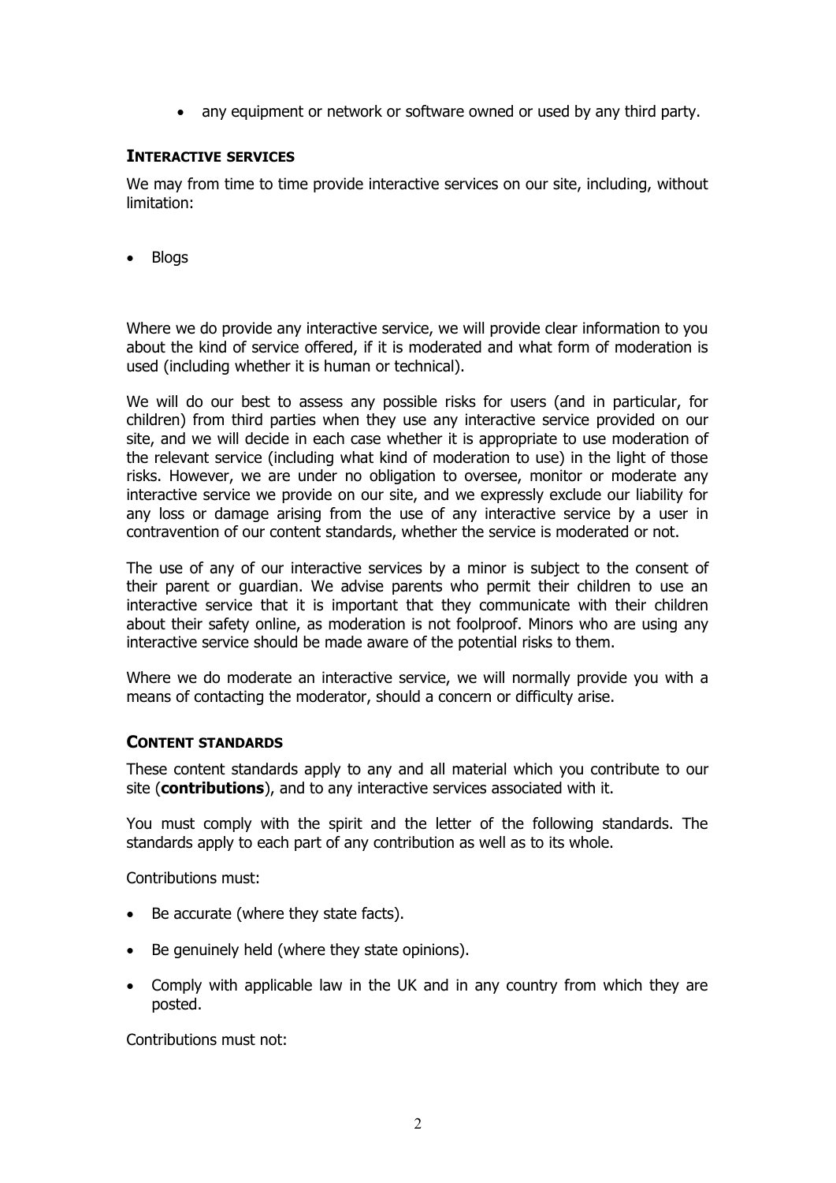- any equipment or network or software owned or used by any third party.

## Interactive services

We may from time to time provide interactive services on our site, including, without limitation:

- Blogs

Where we do provide any interactive service, we will provide clear information to you about the kind of service offered, if it is moderated and what form of moderation is used (including whether it is human or technical).

We will do our best to assess any possible risks for users (and in particular, for children) from third parties when they use any interactive service provided on our site, and we will decide in each case whether it is appropriate to use moderation of the relevant service (including what kind of moderation to use) in the light of those risks. However, we are under no obligation to oversee, monitor or moderate any interactive service we provide on our site, and we expressly exclude our liability for any loss or damage arising from the use of any interactive service by a user in contravention of our content standards, whether the service is moderated or not.

The use of any of our interactive services by a minor is subject to the consent of their parent or guardian. We advise parents who permit their children to use an interactive service that it is important that they communicate with their children about their safety online, as moderation is not foolproof. Minors who are using any interactive service should be made aware of the potential risks to them.

Where we do moderate an interactive service, we will normally provide you with a means of contacting the moderator, should a concern or difficulty arise.

## Content standards

These content standards apply to any and all material which you contribute to our site (**contributions**), and to any interactive services associated with it.

You must comply with the spirit and the letter of the following standards. The standards apply to each part of any contribution as well as to its whole.

Contributions must:

- Be accurate (where they state facts).
- Be genuinely held (where they state opinions).
- Comply with applicable law in the UK and in any country from which they are posted.

Contributions must not: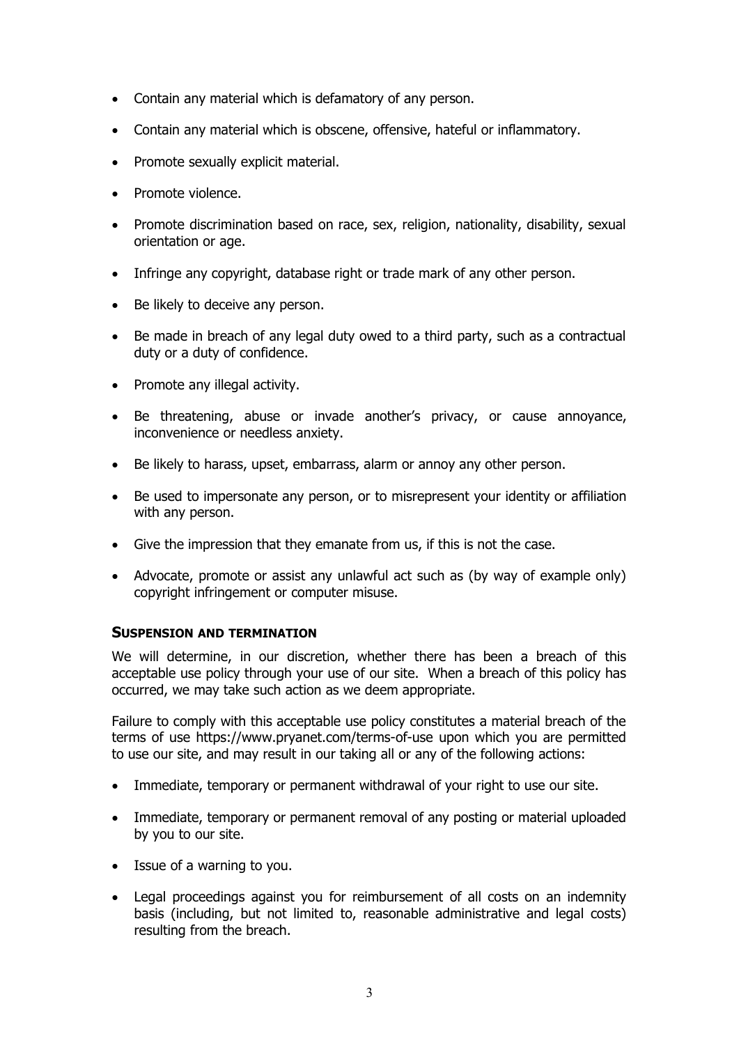- Contain any material which is defamatory of any person.
- Contain any material which is obscene, offensive, hateful or inflammatory.
- Promote sexually explicit material.
- Promote violence.
- Promote discrimination based on race, sex, religion, nationality, disability, sexual orientation or age.
- Infringe any copyright, database right or trade mark of any other person.
- Be likely to deceive any person.
- Be made in breach of any legal duty owed to a third party, such as a contractual duty or a duty of confidence.
- Promote any illegal activity.
- Be threatening, abuse or invade another's privacy, or cause annoyance, inconvenience or needless anxiety.
- Be likely to harass, upset, embarrass, alarm or annoy any other person.
- Be used to impersonate any person, or to misrepresent your identity or affiliation with any person.
- Give the impression that they emanate from us, if this is not the case.
- Advocate, promote or assist any unlawful act such as (by way of example only) copyright infringement or computer misuse.

## SUSPENSION AND TERMINATION

We will determine, in our discretion, whether there has been a breach of this acceptable use policy through your use of our site. When a breach of this policy has occurred, we may take such action as we deem appropriate.

Failure to comply with this acceptable use policy constitutes a material breach of the terms of use https://www.pryanet.com/terms-of-use upon which you are permitted to use our site, and may result in our taking all or any of the following actions:

- Immediate, temporary or permanent withdrawal of your right to use our site.
- Immediate, temporary or permanent removal of any posting or material uploaded by you to our site.
- Issue of a warning to you.
- Legal proceedings against you for reimbursement of all costs on an indemnity basis (including, but not limited to, reasonable administrative and legal costs) resulting from the breach.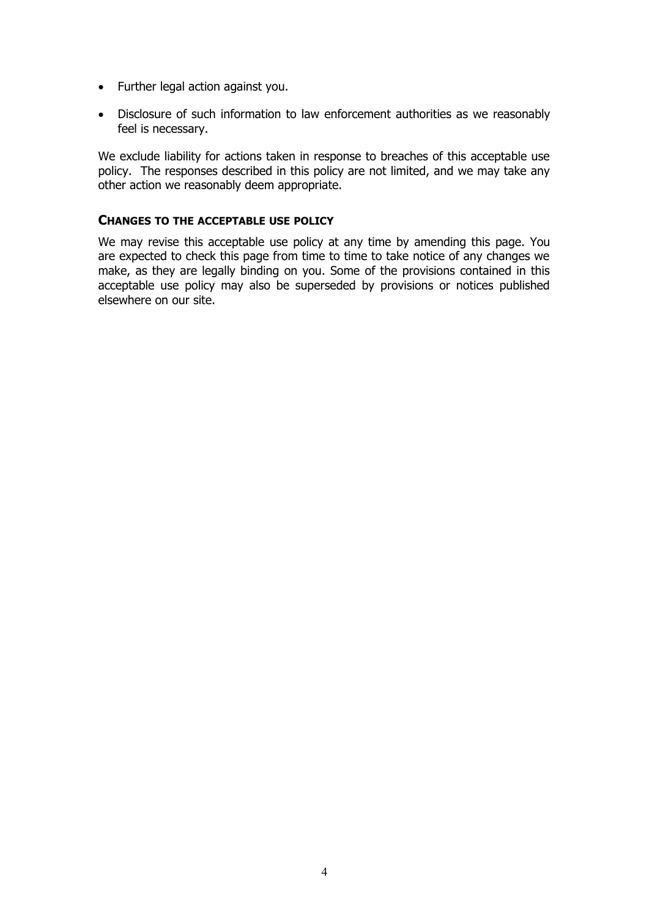- Further legal action against you.
- Disclosure of such information to law enforcement authorities as we reasonably feel is necessary.

We exclude liability for actions taken in response to breaches of this acceptable use policy. The responses described in this policy are not limited, and we may take any other action we reasonably deem appropriate.

## CHANGES TO THE ACCEPTABLE USE POLICY

We may revise this acceptable use policy at any time by amending this page. You are expected to check this page from time to time to take notice of any changes we make, as they are legally binding on you. Some of the provisions contained in this acceptable use policy may also be superseded by provisions or notices published elsewhere on our site.